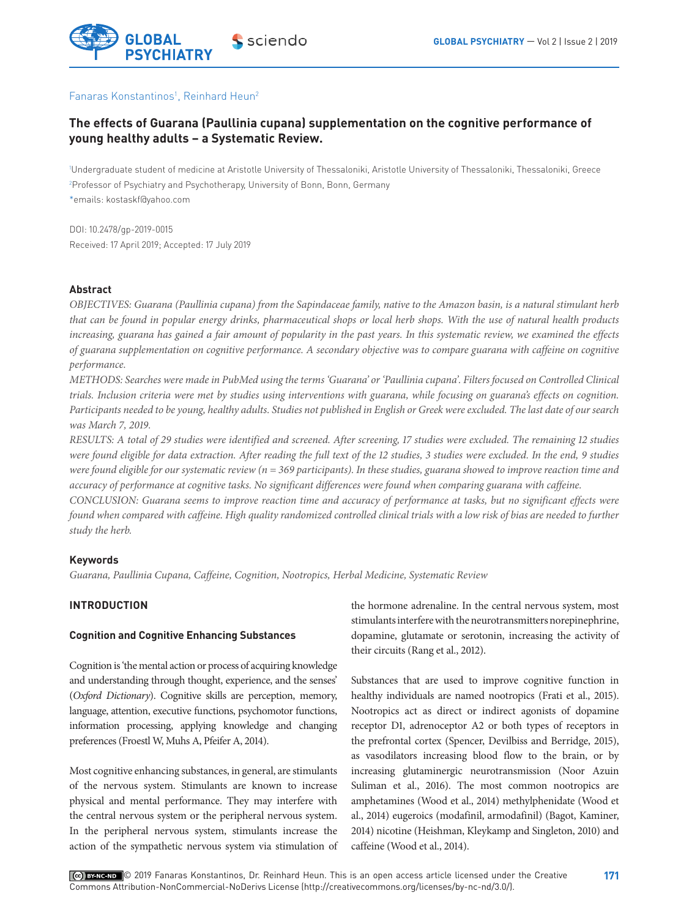Fanaras Konstantinos[1], Reinhard Heun[2]

# The effects of Guarana (Paullinia cupana) supplementation on the cognitive performance of young healthy adults – a Systematic Review.

[1]Undergraduate student of medicine at Aristotle University of Thessaloniki, Aristotle University of Thessaloniki, Thessaloniki, Greece
[2]Professor of Psychiatry and Psychotherapy, University of Bonn, Bonn, Germany
*emails: kostaskf@yahoo.com

DOI: 10.2478/gp-2019-0015
Received: 17 April 2019; Accepted: 17 July 2019

### Abstract

*OBJECTIVES: Guarana (Paullinia cupana) from the Sapindaceae family, native to the Amazon basin, is a natural stimulant herb that can be found in popular energy drinks, pharmaceutical shops or local herb shops. With the use of natural health products increasing, guarana has gained a fair amount of popularity in the past years. In this systematic review, we examined the effects of guarana supplementation on cognitive performance. A secondary objective was to compare guarana with caffeine on cognitive performance.*

*METHODS: Searches were made in PubMed using the terms 'Guarana' or 'Paullinia cupana'. Filters focused on Controlled Clinical trials. Inclusion criteria were met by studies using interventions with guarana, while focusing on guarana's effects on cognition. Participants needed to be young, healthy adults. Studies not published in English or Greek were excluded. The last date of our search was March 7, 2019.*

*RESULTS: A total of 29 studies were identified and screened. After screening, 17 studies were excluded. The remaining 12 studies were found eligible for data extraction. After reading the full text of the 12 studies, 3 studies were excluded. In the end, 9 studies were found eligible for our systematic review (n = 369 participants). In these studies, guarana showed to improve reaction time and accuracy of performance at cognitive tasks. No significant differences were found when comparing guarana with caffeine.*

*CONCLUSION: Guarana seems to improve reaction time and accuracy of performance at tasks, but no significant effects were found when compared with caffeine. High quality randomized controlled clinical trials with a low risk of bias are needed to further study the herb.*

### Keywords

*Guarana, Paullinia Cupana, Caffeine, Cognition, Nootropics, Herbal Medicine, Systematic Review*

## INTRODUCTION

### Cognition and Cognitive Enhancing Substances

Cognition is 'the mental action or process of acquiring knowledge and understanding through thought, experience, and the senses' (*Oxford Dictionary*). Cognitive skills are perception, memory, language, attention, executive functions, psychomotor functions, information processing, applying knowledge and changing preferences (Froestl W, Muhs A, Pfeifer A, 2014).

Most cognitive enhancing substances, in general, are stimulants of the nervous system. Stimulants are known to increase physical and mental performance. They may interfere with the central nervous system or the peripheral nervous system. In the peripheral nervous system, stimulants increase the action of the sympathetic nervous system via stimulation of the hormone adrenaline. In the central nervous system, most stimulants interfere with the neurotransmitters norepinephrine, dopamine, glutamate or serotonin, increasing the activity of their circuits (Rang et al., 2012).

Substances that are used to improve cognitive function in healthy individuals are named nootropics (Frati et al., 2015). Nootropics act as direct or indirect agonists of dopamine receptor D1, adrenoceptor A2 or both types of receptors in the prefrontal cortex (Spencer, Devilbiss and Berridge, 2015), as vasodilators increasing blood flow to the brain, or by increasing glutaminergic neurotransmission (Noor Azuin Suliman et al., 2016). The most common nootropics are amphetamines (Wood et al., 2014) methylphenidate (Wood et al., 2014) eugeroics (modafinil, armodafinil) (Bagot, Kaminer, 2014) nicotine (Heishman, Kleykamp and Singleton, 2010) and caffeine (Wood et al., 2014).

© 2019 Fanaras Konstantinos, Dr. Reinhard Heun. This is an open access article licensed under the Creative Commons Attribution-NonCommercial-NoDerivs License (http://creativecommons.org/licenses/by-nc-nd/3.0/).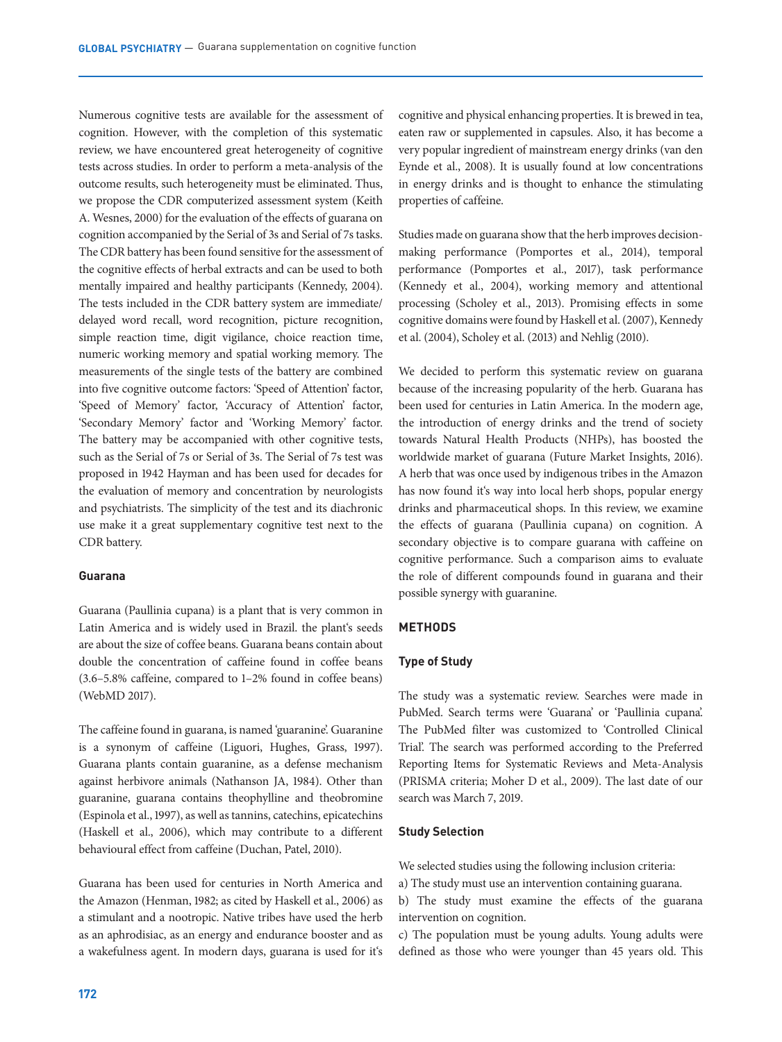Numerous cognitive tests are available for the assessment of cognition. However, with the completion of this systematic review, we have encountered great heterogeneity of cognitive tests across studies. In order to perform a meta-analysis of the outcome results, such heterogeneity must be eliminated. Thus, we propose the CDR computerized assessment system (Keith A. Wesnes, 2000) for the evaluation of the effects of guarana on cognition accompanied by the Serial of 3s and Serial of 7s tasks. The CDR battery has been found sensitive for the assessment of the cognitive effects of herbal extracts and can be used to both mentally impaired and healthy participants (Kennedy, 2004). The tests included in the CDR battery system are immediate/delayed word recall, word recognition, picture recognition, simple reaction time, digit vigilance, choice reaction time, numeric working memory and spatial working memory. The measurements of the single tests of the battery are combined into five cognitive outcome factors: 'Speed of Attention' factor, 'Speed of Memory' factor, 'Accuracy of Attention' factor, 'Secondary Memory' factor and 'Working Memory' factor. The battery may be accompanied with other cognitive tests, such as the Serial of 7s or Serial of 3s. The Serial of 7s test was proposed in 1942 Hayman and has been used for decades for the evaluation of memory and concentration by neurologists and psychiatrists. The simplicity of the test and its diachronic use make it a great supplementary cognitive test next to the CDR battery.

### Guarana

Guarana (Paullinia cupana) is a plant that is very common in Latin America and is widely used in Brazil. the plant's seeds are about the size of coffee beans. Guarana beans contain about double the concentration of caffeine found in coffee beans (3.6–5.8% caffeine, compared to 1–2% found in coffee beans) (WebMD 2017).

The caffeine found in guarana, is named 'guaranine'. Guaranine is a synonym of caffeine (Liguori, Hughes, Grass, 1997). Guarana plants contain guaranine, as a defense mechanism against herbivore animals (Nathanson JA, 1984). Other than guaranine, guarana contains theophylline and theobromine (Espinola et al., 1997), as well as tannins, catechins, epicatechins (Haskell et al., 2006), which may contribute to a different behavioural effect from caffeine (Duchan, Patel, 2010).

Guarana has been used for centuries in North America and the Amazon (Henman, 1982; as cited by Haskell et al., 2006) as a stimulant and a nootropic. Native tribes have used the herb as an aphrodisiac, as an energy and endurance booster and as a wakefulness agent. In modern days, guarana is used for it's cognitive and physical enhancing properties. It is brewed in tea, eaten raw or supplemented in capsules. Also, it has become a very popular ingredient of mainstream energy drinks (van den Eynde et al., 2008). It is usually found at low concentrations in energy drinks and is thought to enhance the stimulating properties of caffeine.

Studies made on guarana show that the herb improves decision-making performance (Pomportes et al., 2014), temporal performance (Pomportes et al., 2017), task performance (Kennedy et al., 2004), working memory and attentional processing (Scholey et al., 2013). Promising effects in some cognitive domains were found by Haskell et al. (2007), Kennedy et al. (2004), Scholey et al. (2013) and Nehlig (2010).

We decided to perform this systematic review on guarana because of the increasing popularity of the herb. Guarana has been used for centuries in Latin America. In the modern age, the introduction of energy drinks and the trend of society towards Natural Health Products (NHPs), has boosted the worldwide market of guarana (Future Market Insights, 2016). A herb that was once used by indigenous tribes in the Amazon has now found it's way into local herb shops, popular energy drinks and pharmaceutical shops. In this review, we examine the effects of guarana (Paullinia cupana) on cognition. A secondary objective is to compare guarana with caffeine on cognitive performance. Such a comparison aims to evaluate the role of different compounds found in guarana and their possible synergy with guaranine.

## METHODS

### Type of Study

The study was a systematic review. Searches were made in PubMed. Search terms were 'Guarana' or 'Paullinia cupana'. The PubMed filter was customized to 'Controlled Clinical Trial'. The search was performed according to the Preferred Reporting Items for Systematic Reviews and Meta-Analysis (PRISMA criteria; Moher D et al., 2009). The last date of our search was March 7, 2019.

### Study Selection

We selected studies using the following inclusion criteria:

a) The study must use an intervention containing guarana.

b) The study must examine the effects of the guarana intervention on cognition.

c) The population must be young adults. Young adults were defined as those who were younger than 45 years old. This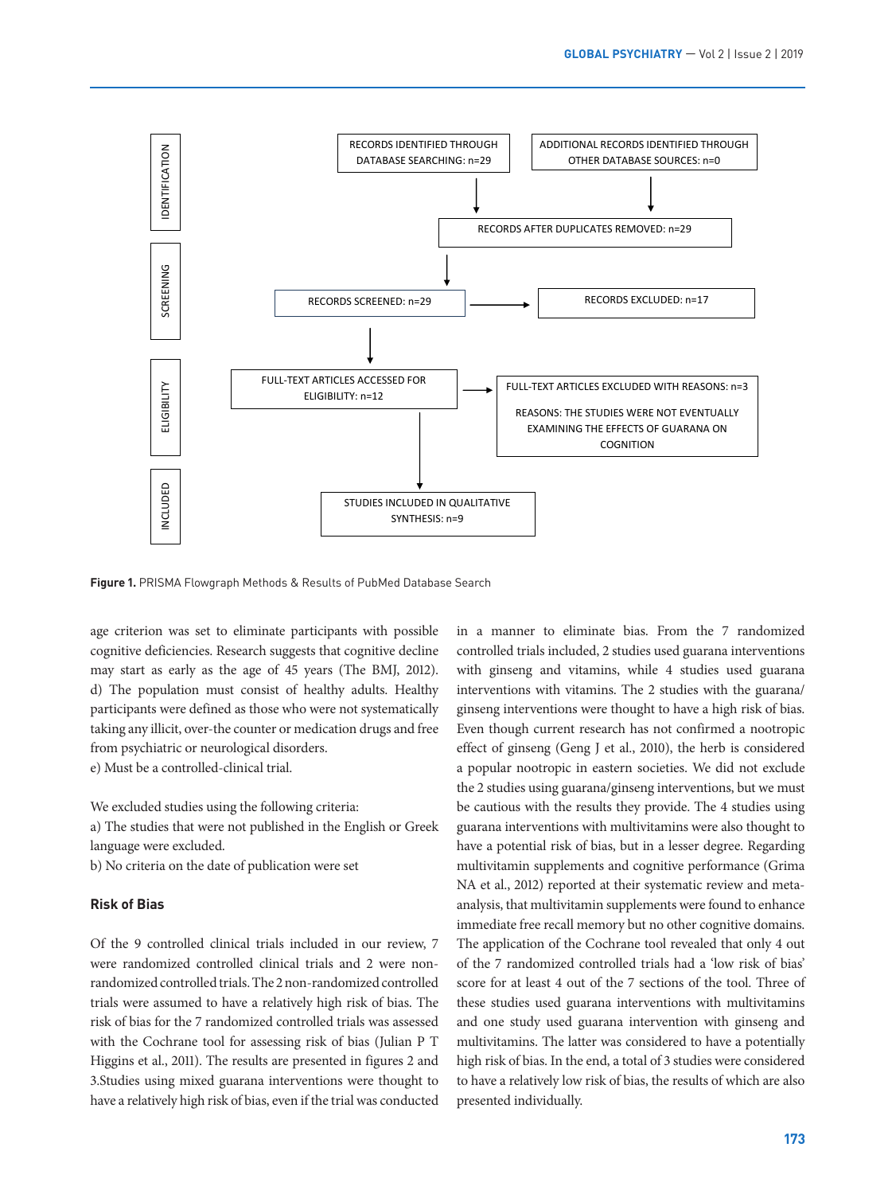IDENTIFICATION

RECORDS IDENTIFIED THROUGH DATABASE SEARCHING: n=29

ADDITIONAL RECORDS IDENTIFIED THROUGH OTHER DATABASE SOURCES: n=0

RECORDS AFTER DUPLICATES REMOVED: n=29

SCREENING

RECORDS SCREENED: n=29

RECORDS EXCLUDED: n=17

ELIGIBILITY

FULL-TEXT ARTICLES ACCESSED FOR ELIGIBILITY: n=12

FULL-TEXT ARTICLES EXCLUDED WITH REASONS: n=3

REASONS: THE STUDIES WERE NOT EVENTUALLY EXAMINING THE EFFECTS OF GUARANA ON COGNITION

INCLUDED

STUDIES INCLUDED IN QUALITATIVE SYNTHESIS: n=9

**Figure 1.** PRISMA Flowgraph Methods & Results of PubMed Database Search

age criterion was set to eliminate participants with possible cognitive deficiencies. Research suggests that cognitive decline may start as early as the age of 45 years (The BMJ, 2012).

d) The population must consist of healthy adults. Healthy participants were defined as those who were not systematically taking any illicit, over-the counter or medication drugs and free from psychiatric or neurological disorders.

e) Must be a controlled-clinical trial.

We excluded studies using the following criteria:

a) The studies that were not published in the English or Greek language were excluded.

b) No criteria on the date of publication were set

### Risk of Bias

Of the 9 controlled clinical trials included in our review, 7 were randomized controlled clinical trials and 2 were non-randomized controlled trials. The 2 non-randomized controlled trials were assumed to have a relatively high risk of bias. The risk of bias for the 7 randomized controlled trials was assessed with the Cochrane tool for assessing risk of bias (Julian P T Higgins et al., 2011). The results are presented in figures 2 and 3.Studies using mixed guarana interventions were thought to have a relatively high risk of bias, even if the trial was conducted in a manner to eliminate bias. From the 7 randomized controlled trials included, 2 studies used guarana interventions with ginseng and vitamins, while 4 studies used guarana interventions with vitamins. The 2 studies with the guarana/ginseng interventions were thought to have a high risk of bias. Even though current research has not confirmed a nootropic effect of ginseng (Geng J et al., 2010), the herb is considered a popular nootropic in eastern societies. We did not exclude the 2 studies using guarana/ginseng interventions, but we must be cautious with the results they provide. The 4 studies using guarana interventions with multivitamins were also thought to have a potential risk of bias, but in a lesser degree. Regarding multivitamin supplements and cognitive performance (Grima NA et al., 2012) reported at their systematic review and meta-analysis, that multivitamin supplements were found to enhance immediate free recall memory but no other cognitive domains. The application of the Cochrane tool revealed that only 4 out of the 7 randomized controlled trials had a 'low risk of bias' score for at least 4 out of the 7 sections of the tool. Three of these studies used guarana interventions with multivitamins and one study used guarana intervention with ginseng and multivitamins. The latter was considered to have a potentially high risk of bias. In the end, a total of 3 studies were considered to have a relatively low risk of bias, the results of which are also presented individually.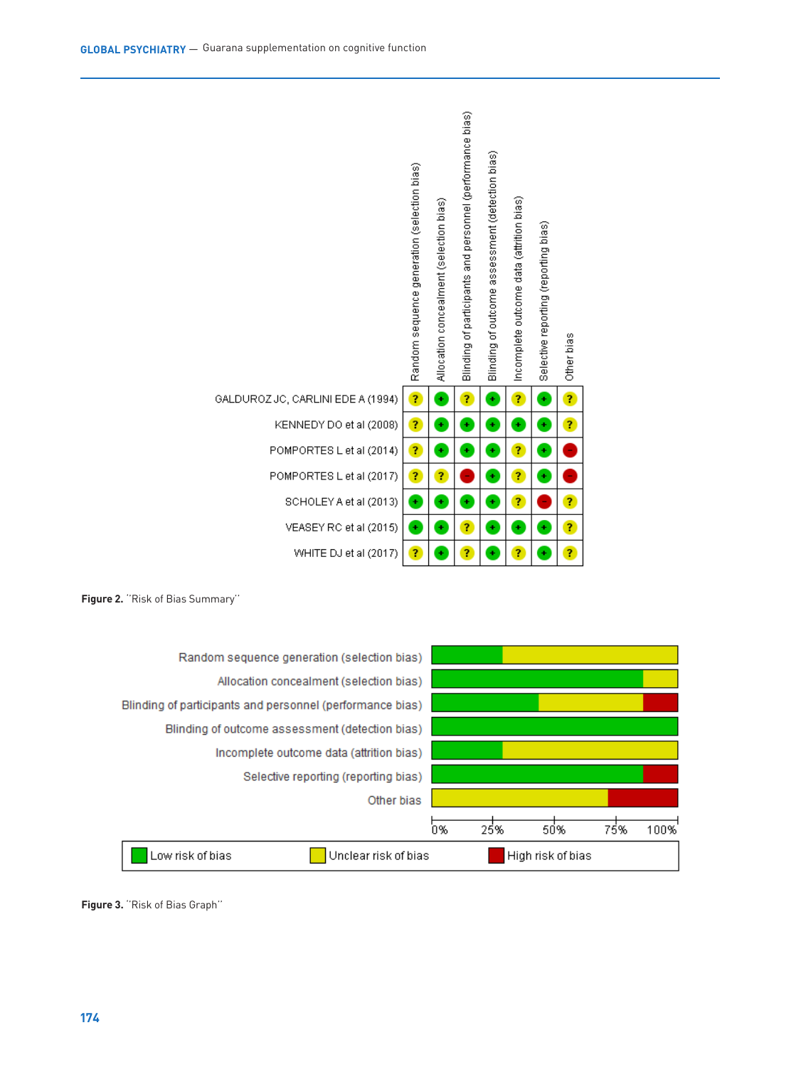| | Random sequence generation (selection bias) | Allocation concealment (selection bias) | Blinding of participants and personnel (performance bias) | Blinding of outcome assessment (detection bias) | Incomplete outcome data (attrition bias) | Selective reporting (reporting bias) | Other bias |
|---|---|---|---|---|---|---|---|
| GALDUROZ JC, CARLINI EDE A (1994) | ? | + | ? | + | ? | + | ? |
| KENNEDY DO et al (2008) | ? | + | + | + | + | + | ? |
| POMPORTES L et al (2014) | ? | + | + | + | ? | + | - |
| POMPORTES L et al (2017) | ? | ? | - | + | ? | + | - |
| SCHOLEY A et al (2013) | + | + | + | + | ? | - | ? |
| VEASEY RC et al (2015) | + | + | ? | + | + | + | ? |
| WHITE DJ et al (2017) | ? | + | ? | + | ? | + | ? |

**Figure 2.** "Risk of Bias Summary"

Random sequence generation (selection bias)

Allocation concealment (selection bias)

Blinding of participants and personnel (performance bias)

Blinding of outcome assessment (detection bias)

Incomplete outcome data (attrition bias)

Selective reporting (reporting bias)

Other bias

0% 25% 50% 75% 100%

Low risk of bias | Unclear risk of bias | High risk of bias

**Figure 3.** "Risk of Bias Graph"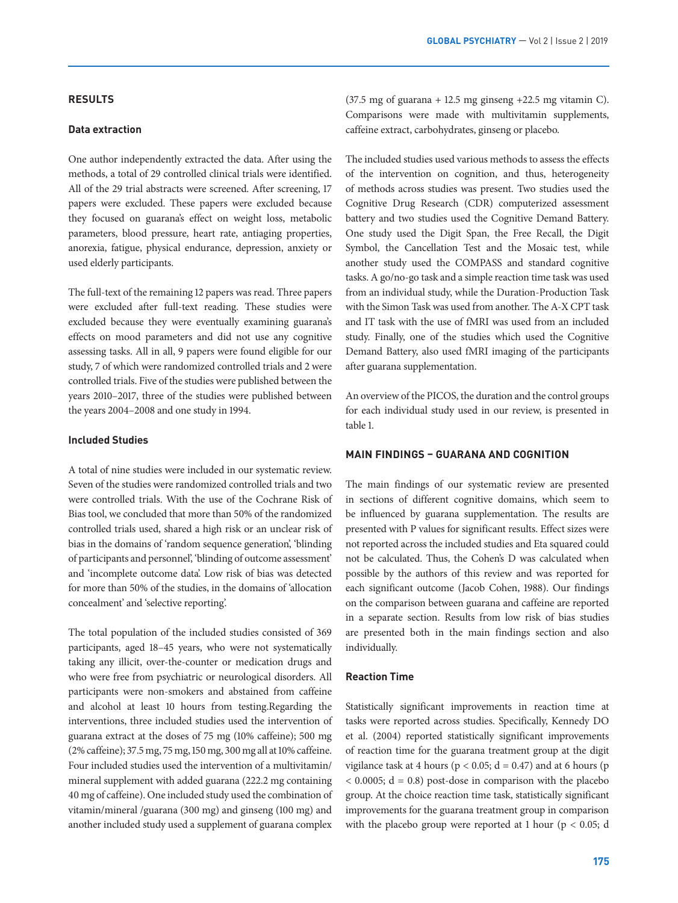## RESULTS

### Data extraction

One author independently extracted the data. After using the methods, a total of 29 controlled clinical trials were identified. All of the 29 trial abstracts were screened. After screening, 17 papers were excluded. These papers were excluded because they focused on guarana's effect on weight loss, metabolic parameters, blood pressure, heart rate, antiaging properties, anorexia, fatigue, physical endurance, depression, anxiety or used elderly participants.

The full-text of the remaining 12 papers was read. Three papers were excluded after full-text reading. These studies were excluded because they were eventually examining guarana's effects on mood parameters and did not use any cognitive assessing tasks. All in all, 9 papers were found eligible for our study, 7 of which were randomized controlled trials and 2 were controlled trials. Five of the studies were published between the years 2010–2017, three of the studies were published between the years 2004–2008 and one study in 1994.

### Included Studies

A total of nine studies were included in our systematic review. Seven of the studies were randomized controlled trials and two were controlled trials. With the use of the Cochrane Risk of Bias tool, we concluded that more than 50% of the randomized controlled trials used, shared a high risk or an unclear risk of bias in the domains of 'random sequence generation', 'blinding of participants and personnel', 'blinding of outcome assessment' and 'incomplete outcome data'. Low risk of bias was detected for more than 50% of the studies, in the domains of 'allocation concealment' and 'selective reporting'.

The total population of the included studies consisted of 369 participants, aged 18–45 years, who were not systematically taking any illicit, over-the-counter or medication drugs and who were free from psychiatric or neurological disorders. All participants were non-smokers and abstained from caffeine and alcohol at least 10 hours from testing.Regarding the interventions, three included studies used the intervention of guarana extract at the doses of 75 mg (10% caffeine); 500 mg (2% caffeine); 37.5 mg, 75 mg, 150 mg, 300 mg all at 10% caffeine. Four included studies used the intervention of a multivitamin/mineral supplement with added guarana (222.2 mg containing 40 mg of caffeine). One included study used the combination of vitamin/mineral /guarana (300 mg) and ginseng (100 mg) and another included study used a supplement of guarana complex (37.5 mg of guarana + 12.5 mg ginseng +22.5 mg vitamin C). Comparisons were made with multivitamin supplements, caffeine extract, carbohydrates, ginseng or placebo.

The included studies used various methods to assess the effects of the intervention on cognition, and thus, heterogeneity of methods across studies was present. Two studies used the Cognitive Drug Research (CDR) computerized assessment battery and two studies used the Cognitive Demand Battery. One study used the Digit Span, the Free Recall, the Digit Symbol, the Cancellation Test and the Mosaic test, while another study used the COMPASS and standard cognitive tasks. A go/no-go task and a simple reaction time task was used from an individual study, while the Duration-Production Task with the Simon Task was used from another. The A-X CPT task and IT task with the use of fMRI was used from an included study. Finally, one of the studies which used the Cognitive Demand Battery, also used fMRI imaging of the participants after guarana supplementation.

An overview of the PICOS, the duration and the control groups for each individual study used in our review, is presented in table 1.

## MAIN FINDINGS – GUARANA AND COGNITION

The main findings of our systematic review are presented in sections of different cognitive domains, which seem to be influenced by guarana supplementation. The results are presented with P values for significant results. Effect sizes were not reported across the included studies and Eta squared could not be calculated. Thus, the Cohen's D was calculated when possible by the authors of this review and was reported for each significant outcome (Jacob Cohen, 1988). Our findings on the comparison between guarana and caffeine are reported in a separate section. Results from low risk of bias studies are presented both in the main findings section and also individually.

### Reaction Time

Statistically significant improvements in reaction time at tasks were reported across studies. Specifically, Kennedy DO et al. (2004) reported statistically significant improvements of reaction time for the guarana treatment group at the digit vigilance task at 4 hours ($p < 0.05$; $d = 0.47$) and at 6 hours ($p < 0.0005$; $d = 0.8$) post-dose in comparison with the placebo group. At the choice reaction time task, statistically significant improvements for the guarana treatment group in comparison with the placebo group were reported at 1 hour ($p < 0.05$; d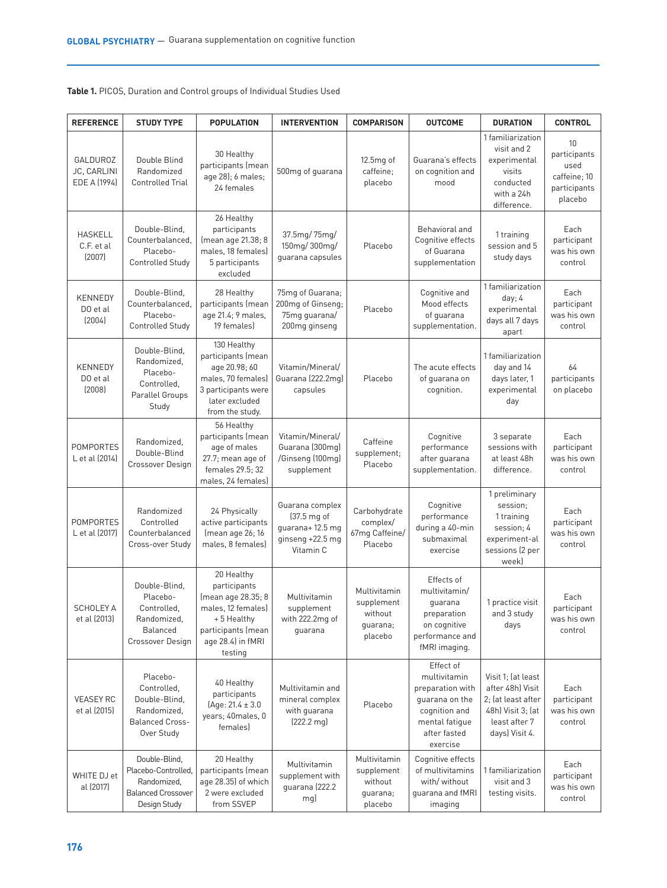**Table 1.** PICOS, Duration and Control groups of Individual Studies Used

| REFERENCE | STUDY TYPE | POPULATION | INTERVENTION | COMPARISON | OUTCOME | DURATION | CONTROL |
|---|---|---|---|---|---|---|---|
| GALDUROZ JC, CARLINI EDE A (1994) | Double Blind Randomized Controlled Trial | 30 Healthy participants (mean age 28); 6 males; 24 females | 500mg of guarana | 12.5mg of caffeine; placebo | Guarana's effects on cognition and mood | 1 familiarization visit and 2 experimental visits conducted with a 24h difference. | 10 participants used caffeine; 10 participants placebo |
| HASKELL C.F. et al (2007) | Double-Blind, Counterbalanced, Placebo-Controlled Study | 26 Healthy participants (mean age 21.38; 8 males, 18 females) 5 participants excluded | 37.5mg/ 75mg/ 150mg/ 300mg/ guarana capsules | Placebo | Behavioral and Cognitive effects of Guarana supplementation | 1 training session and 5 study days | Each participant was his own control |
| KENNEDY DO et al (2004) | Double-Blind, Counterbalanced, Placebo-Controlled Study | 28 Healthy participants (mean age 21.4; 9 males, 19 females) | 75mg of Guarana; 200mg of Ginseng; 75mg guarana/ 200mg ginseng | Placebo | Cognitive and Mood effects of guarana supplementation. | 1 familiarization day; 4 experimental days all 7 days apart | Each participant was his own control |
| KENNEDY DO et al (2008) | Double-Blind, Randomized, Placebo-Controlled, Parallel Groups Study | 130 Healthy participants (mean age 20.98; 60 males, 70 females) 3 participants were later excluded from the study. | Vitamin/Mineral/ Guarana (222.2mg) capsules | Placebo | The acute effects of guarana on cognition. | 1 familiarization day and 14 days later, 1 experimental day | 64 participants on placebo |
| POMPORTES L et al (2014) | Randomized, Double-Blind Crossover Design | 56 Healthy participants (mean age of males 27.7; mean age of females 29.5; 32 males, 24 females) | Vitamin/Mineral/ Guarana (300mg) /Ginseng (100mg) supplement | Caffeine supplement; Placebo | Cognitive performance after guarana supplementation. | 3 separate sessions with at least 48h difference. | Each participant was his own control |
| POMPORTES L et al (2017) | Randomized Controlled Counterbalanced Cross-over Study | 24 Physically active participants (mean age 26; 16 males, 8 females) | Guarana complex (37.5 mg of guarana+ 12.5 mg ginseng +22.5 mg Vitamin C | Carbohydrate complex/ 67mg Caffeine/ Placebo | Cognitive performance during a 40-min submaximal exercise | 1 preliminary session; 1 training session; 4 experiment-al sessions (2 per week) | Each participant was his own control |
| SCHOLEY A et al (2013) | Double-Blind, Placebo-Controlled, Randomized, Balanced Crossover Design | 20 Healthy participants (mean age 28.35; 8 males, 12 females) + 5 Healthy participants (mean age 28.4) in fMRI testing | Multivitamin supplement with 222.2mg of guarana | Multivitamin supplement without guarana; placebo | Effects of multivitamin/ guarana preparation on cognitive performance and fMRI imaging. | 1 practice visit and 3 study days | Each participant was his own control |
| VEASEY RC et al (2015) | Placebo-Controlled, Double-Blind, Randomized, Balanced Cross-Over Study | 40 Healthy participants (Age: 21.4 ± 3.0 years; 40males, 0 females) | Multivitamin and mineral complex with guarana (222.2 mg) | Placebo | Effect of multivitamin preparation with guarana on the cognition and mental fatigue after fasted exercise | Visit 1; (at least after 48h) Visit 2; (at least after 48h) Visit 3; (at least after 7 days) Visit 4. | Each participant was his own control |
| WHITE DJ et al (2017) | Double-Blind, Placebo-Controlled, Randomized, Balanced Crossover Design Study | 20 Healthy participants (mean age 28.35) of which 2 were excluded from SSVEP | Multivitamin supplement with guarana (222.2 mg) | Multivitamin supplement without guarana; placebo | Cognitive effects of multivitamins with/ without guarana and fMRI imaging | 1 familiarization visit and 3 testing visits. | Each participant was his own control |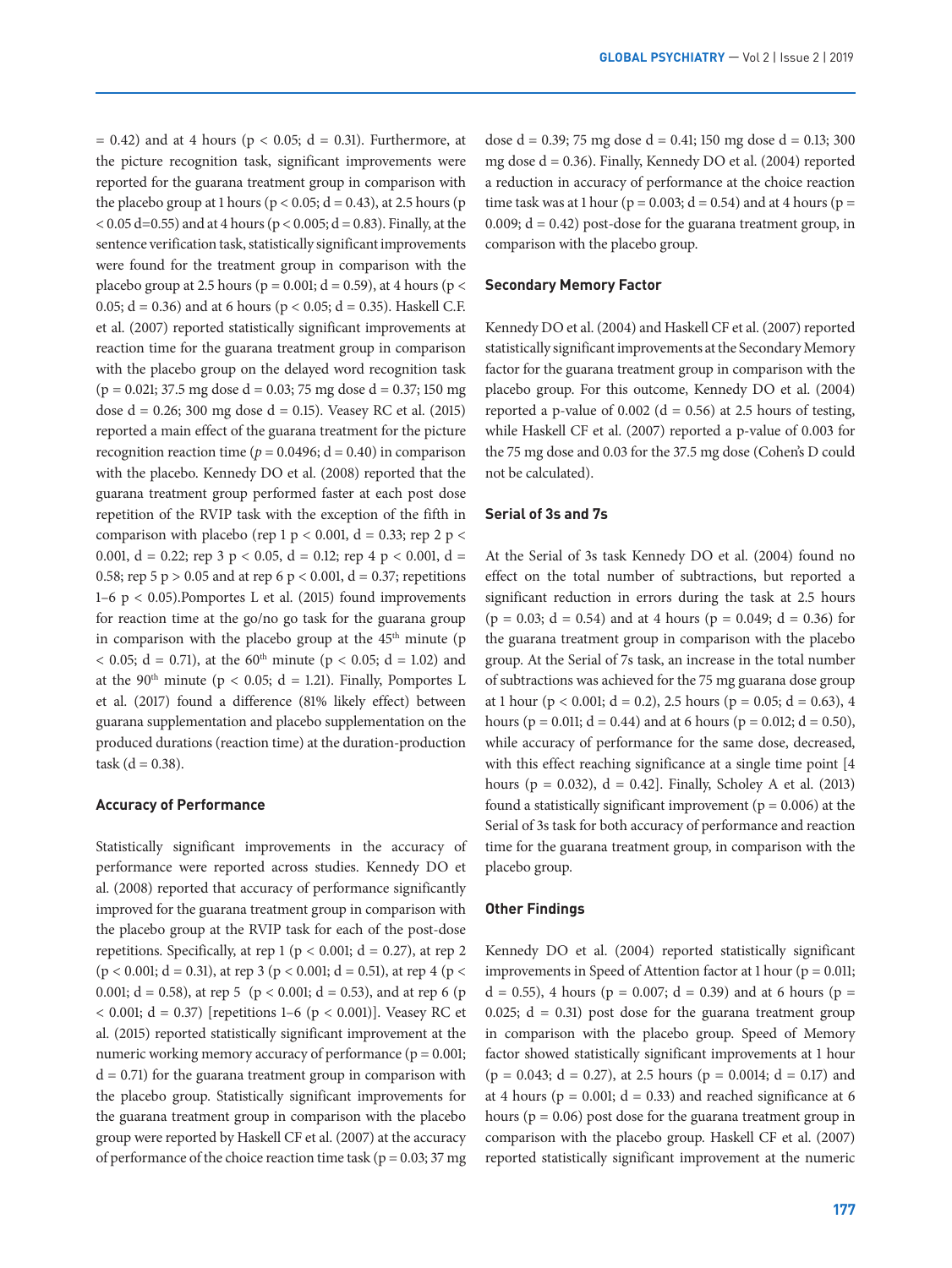= 0.42) and at 4 hours ($p < 0.05$; d = 0.31). Furthermore, at the picture recognition task, significant improvements were reported for the guarana treatment group in comparison with the placebo group at 1 hours ($p < 0.05$; d = 0.43), at 2.5 hours ($p < 0.05$ d=0.55) and at 4 hours ($p < 0.005$; d = 0.83). Finally, at the sentence verification task, statistically significant improvements were found for the treatment group in comparison with the placebo group at 2.5 hours (p = 0.001; d = 0.59), at 4 hours ($p < 0.05$; d = 0.36) and at 6 hours ($p < 0.05$; d = 0.35). Haskell C.F. et al. (2007) reported statistically significant improvements at reaction time for the guarana treatment group in comparison with the placebo group on the delayed word recognition task (p = 0.021; 37.5 mg dose d = 0.03; 75 mg dose d = 0.37; 150 mg dose d = 0.26; 300 mg dose d = 0.15). Veasey RC et al. (2015) reported a main effect of the guarana treatment for the picture recognition reaction time (*p* = 0.0496; d = 0.40) in comparison with the placebo. Kennedy DO et al. (2008) reported that the guarana treatment group performed faster at each post dose repetition of the RVIP task with the exception of the fifth in comparison with placebo (rep 1 $p < 0.001$, d = 0.33; rep 2 $p < 0.001$, d = 0.22; rep 3 $p < 0.05$, d = 0.12; rep 4 $p < 0.001$, d = 0.58; rep 5 $p > 0.05$ and at rep 6 $p < 0.001$, d = 0.37; repetitions 1–6 $p < 0.05$).Pomportes L et al. (2015) found improvements for reaction time at the go/no go task for the guarana group in comparison with the placebo group at the 45th minute ($p < 0.05$; d = 0.71), at the 60th minute ($p < 0.05$; d = 1.02) and at the 90th minute ($p < 0.05$; d = 1.21). Finally, Pomportes L et al. (2017) found a difference (81% likely effect) between guarana supplementation and placebo supplementation on the produced durations (reaction time) at the duration-production task (d = 0.38).

### Accuracy of Performance

Statistically significant improvements in the accuracy of performance were reported across studies. Kennedy DO et al. (2008) reported that accuracy of performance significantly improved for the guarana treatment group in comparison with the placebo group at the RVIP task for each of the post-dose repetitions. Specifically, at rep 1 ($p < 0.001$; d = 0.27), at rep 2 ($p < 0.001$; d = 0.31), at rep 3 ($p < 0.001$; d = 0.51), at rep 4 ($p < 0.001$; d = 0.58), at rep 5 ($p < 0.001$; d = 0.53), and at rep 6 ($p < 0.001$; d = 0.37) [repetitions 1–6 ($p < 0.001$)]. Veasey RC et al. (2015) reported statistically significant improvement at the numeric working memory accuracy of performance (p = 0.001; d = 0.71) for the guarana treatment group in comparison with the placebo group. Statistically significant improvements for the guarana treatment group in comparison with the placebo group were reported by Haskell CF et al. (2007) at the accuracy of performance of the choice reaction time task (p = 0.03; 37 mg dose d = 0.39; 75 mg dose d = 0.41; 150 mg dose d = 0.13; 300 mg dose d = 0.36). Finally, Kennedy DO et al. (2004) reported a reduction in accuracy of performance at the choice reaction time task was at 1 hour (p = 0.003; d = 0.54) and at 4 hours (p = 0.009; d = 0.42) post-dose for the guarana treatment group, in comparison with the placebo group.

### Secondary Memory Factor

Kennedy DO et al. (2004) and Haskell CF et al. (2007) reported statistically significant improvements at the Secondary Memory factor for the guarana treatment group in comparison with the placebo group. For this outcome, Kennedy DO et al. (2004) reported a p-value of 0.002 (d = 0.56) at 2.5 hours of testing, while Haskell CF et al. (2007) reported a p-value of 0.003 for the 75 mg dose and 0.03 for the 37.5 mg dose (Cohen's D could not be calculated).

### Serial of 3s and 7s

At the Serial of 3s task Kennedy DO et al. (2004) found no effect on the total number of subtractions, but reported a significant reduction in errors during the task at 2.5 hours (p = 0.03; d = 0.54) and at 4 hours (p = 0.049; d = 0.36) for the guarana treatment group in comparison with the placebo group. At the Serial of 7s task, an increase in the total number of subtractions was achieved for the 75 mg guarana dose group at 1 hour ($p < 0.001$; d = 0.2), 2.5 hours (p = 0.05; d = 0.63), 4 hours (p = 0.011; d = 0.44) and at 6 hours (p = 0.012; d = 0.50), while accuracy of performance for the same dose, decreased, with this effect reaching significance at a single time point [4 hours (p = 0.032), d = 0.42]. Finally, Scholey A et al. (2013) found a statistically significant improvement (p = 0.006) at the Serial of 3s task for both accuracy of performance and reaction time for the guarana treatment group, in comparison with the placebo group.

### Other Findings

Kennedy DO et al. (2004) reported statistically significant improvements in Speed of Attention factor at 1 hour (p = 0.011; d = 0.55), 4 hours (p = 0.007; d = 0.39) and at 6 hours (p = 0.025; d = 0.31) post dose for the guarana treatment group in comparison with the placebo group. Speed of Memory factor showed statistically significant improvements at 1 hour (p = 0.043; d = 0.27), at 2.5 hours (p = 0.0014; d = 0.17) and at 4 hours (p = 0.001; d = 0.33) and reached significance at 6 hours (p = 0.06) post dose for the guarana treatment group in comparison with the placebo group. Haskell CF et al. (2007) reported statistically significant improvement at the numeric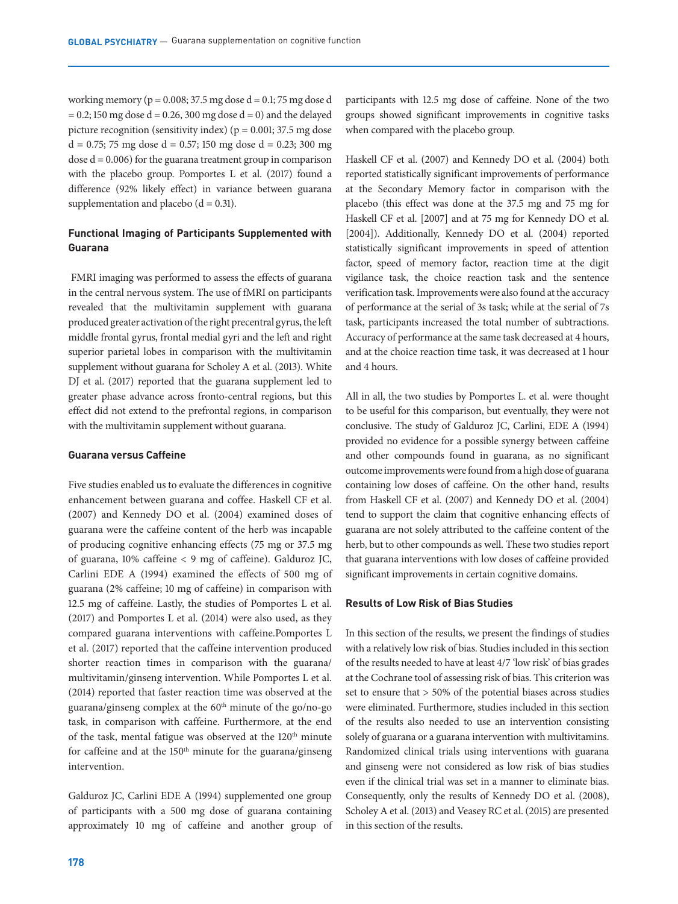working memory ($p = 0.008$; 37.5 mg dose $d = 0.1$; 75 mg dose $d = 0.2$; 150 mg dose $d = 0.26$, 300 mg dose $d = 0$) and the delayed picture recognition (sensitivity index) ($p = 0.001$; 37.5 mg dose $d = 0.75$; 75 mg dose $d = 0.57$; 150 mg dose $d = 0.23$; 300 mg dose $d = 0.006$) for the guarana treatment group in comparison with the placebo group. Pomportes L et al. (2017) found a difference (92% likely effect) in variance between guarana supplementation and placebo ($d = 0.31$).

### Functional Imaging of Participants Supplemented with Guarana

FMRI imaging was performed to assess the effects of guarana in the central nervous system. The use of fMRI on participants revealed that the multivitamin supplement with guarana produced greater activation of the right precentral gyrus, the left middle frontal gyrus, frontal medial gyri and the left and right superior parietal lobes in comparison with the multivitamin supplement without guarana for Scholey A et al. (2013). White DJ et al. (2017) reported that the guarana supplement led to greater phase advance across fronto-central regions, but this effect did not extend to the prefrontal regions, in comparison with the multivitamin supplement without guarana.

### Guarana versus Caffeine

Five studies enabled us to evaluate the differences in cognitive enhancement between guarana and coffee. Haskell CF et al. (2007) and Kennedy DO et al. (2004) examined doses of guarana were the caffeine content of the herb was incapable of producing cognitive enhancing effects (75 mg or 37.5 mg of guarana, 10% caffeine < 9 mg of caffeine). Galduroz JC, Carlini EDE A (1994) examined the effects of 500 mg of guarana (2% caffeine; 10 mg of caffeine) in comparison with 12.5 mg of caffeine. Lastly, the studies of Pomportes L et al. (2017) and Pomportes L et al. (2014) were also used, as they compared guarana interventions with caffeine.Pomportes L et al. (2017) reported that the caffeine intervention produced shorter reaction times in comparison with the guarana/multivitamin/ginseng intervention. While Pomportes L et al. (2014) reported that faster reaction time was observed at the guarana/ginseng complex at the 60th minute of the go/no-go task, in comparison with caffeine. Furthermore, at the end of the task, mental fatigue was observed at the 120th minute for caffeine and at the 150th minute for the guarana/ginseng intervention.

Galduroz JC, Carlini EDE A (1994) supplemented one group of participants with a 500 mg dose of guarana containing approximately 10 mg of caffeine and another group of participants with 12.5 mg dose of caffeine. None of the two groups showed significant improvements in cognitive tasks when compared with the placebo group.

Haskell CF et al. (2007) and Kennedy DO et al. (2004) both reported statistically significant improvements of performance at the Secondary Memory factor in comparison with the placebo (this effect was done at the 37.5 mg and 75 mg for Haskell CF et al. [2007] and at 75 mg for Kennedy DO et al. [2004]). Additionally, Kennedy DO et al. (2004) reported statistically significant improvements in speed of attention factor, speed of memory factor, reaction time at the digit vigilance task, the choice reaction task and the sentence verification task. Improvements were also found at the accuracy of performance at the serial of 3s task; while at the serial of 7s task, participants increased the total number of subtractions. Accuracy of performance at the same task decreased at 4 hours, and at the choice reaction time task, it was decreased at 1 hour and 4 hours.

All in all, the two studies by Pomportes L. et al. were thought to be useful for this comparison, but eventually, they were not conclusive. The study of Galduroz JC, Carlini, EDE A (1994) provided no evidence for a possible synergy between caffeine and other compounds found in guarana, as no significant outcome improvements were found from a high dose of guarana containing low doses of caffeine. On the other hand, results from Haskell CF et al. (2007) and Kennedy DO et al. (2004) tend to support the claim that cognitive enhancing effects of guarana are not solely attributed to the caffeine content of the herb, but to other compounds as well. These two studies report that guarana interventions with low doses of caffeine provided significant improvements in certain cognitive domains.

### Results of Low Risk of Bias Studies

In this section of the results, we present the findings of studies with a relatively low risk of bias. Studies included in this section of the results needed to have at least 4/7 'low risk' of bias grades at the Cochrane tool of assessing risk of bias. This criterion was set to ensure that > 50% of the potential biases across studies were eliminated. Furthermore, studies included in this section of the results also needed to use an intervention consisting solely of guarana or a guarana intervention with multivitamins. Randomized clinical trials using interventions with guarana and ginseng were not considered as low risk of bias studies even if the clinical trial was set in a manner to eliminate bias. Consequently, only the results of Kennedy DO et al. (2008), Scholey A et al. (2013) and Veasey RC et al. (2015) are presented in this section of the results.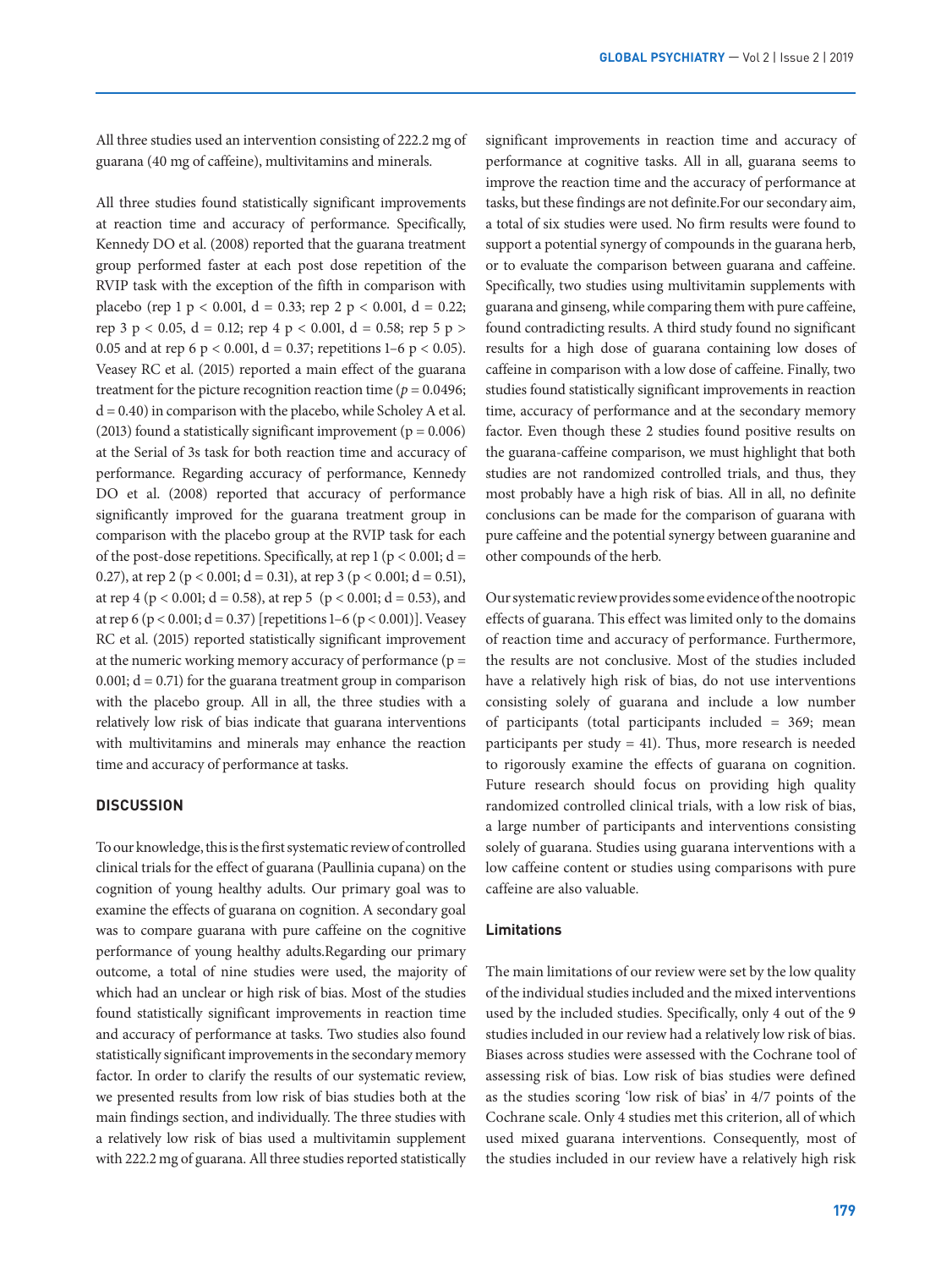All three studies used an intervention consisting of 222.2 mg of guarana (40 mg of caffeine), multivitamins and minerals.

All three studies found statistically significant improvements at reaction time and accuracy of performance. Specifically, Kennedy DO et al. (2008) reported that the guarana treatment group performed faster at each post dose repetition of the RVIP task with the exception of the fifth in comparison with placebo (rep 1 $p < 0.001$, $d = 0.33$; rep 2 $p < 0.001$, $d = 0.22$; rep 3 $p < 0.05$, $d = 0.12$; rep 4 $p < 0.001$, $d = 0.58$; rep 5 $p > 0.05$ and at rep 6 $p < 0.001$, $d = 0.37$; repetitions 1–6 $p < 0.05$). Veasey RC et al. (2015) reported a main effect of the guarana treatment for the picture recognition reaction time ($p = 0.0496$; $d = 0.40$) in comparison with the placebo, while Scholey A et al. (2013) found a statistically significant improvement ($p = 0.006$) at the Serial of 3s task for both reaction time and accuracy of performance. Regarding accuracy of performance, Kennedy DO et al. (2008) reported that accuracy of performance significantly improved for the guarana treatment group in comparison with the placebo group at the RVIP task for each of the post-dose repetitions. Specifically, at rep 1 ($p < 0.001$; $d = 0.27$), at rep 2 ($p < 0.001$; $d = 0.31$), at rep 3 ($p < 0.001$; $d = 0.51$), at rep 4 ($p < 0.001$; $d = 0.58$), at rep 5 ($p < 0.001$; $d = 0.53$), and at rep 6 ($p < 0.001$; $d = 0.37$) [repetitions 1–6 ($p < 0.001$)]. Veasey RC et al. (2015) reported statistically significant improvement at the numeric working memory accuracy of performance ($p = 0.001$; $d = 0.71$) for the guarana treatment group in comparison with the placebo group. All in all, the three studies with a relatively low risk of bias indicate that guarana interventions with multivitamins and minerals may enhance the reaction time and accuracy of performance at tasks.

## DISCUSSION

To our knowledge, this is the first systematic review of controlled clinical trials for the effect of guarana (Paullinia cupana) on the cognition of young healthy adults. Our primary goal was to examine the effects of guarana on cognition. A secondary goal was to compare guarana with pure caffeine on the cognitive performance of young healthy adults.Regarding our primary outcome, a total of nine studies were used, the majority of which had an unclear or high risk of bias. Most of the studies found statistically significant improvements in reaction time and accuracy of performance at tasks. Two studies also found statistically significant improvements in the secondary memory factor. In order to clarify the results of our systematic review, we presented results from low risk of bias studies both at the main findings section, and individually. The three studies with a relatively low risk of bias used a multivitamin supplement with 222.2 mg of guarana. All three studies reported statistically significant improvements in reaction time and accuracy of performance at cognitive tasks. All in all, guarana seems to improve the reaction time and the accuracy of performance at tasks, but these findings are not definite.For our secondary aim, a total of six studies were used. No firm results were found to support a potential synergy of compounds in the guarana herb, or to evaluate the comparison between guarana and caffeine. Specifically, two studies using multivitamin supplements with guarana and ginseng, while comparing them with pure caffeine, found contradicting results. A third study found no significant results for a high dose of guarana containing low doses of caffeine in comparison with a low dose of caffeine. Finally, two studies found statistically significant improvements in reaction time, accuracy of performance and at the secondary memory factor. Even though these 2 studies found positive results on the guarana-caffeine comparison, we must highlight that both studies are not randomized controlled trials, and thus, they most probably have a high risk of bias. All in all, no definite conclusions can be made for the comparison of guarana with pure caffeine and the potential synergy between guaranine and other compounds of the herb.

Our systematic review provides some evidence of the nootropic effects of guarana. This effect was limited only to the domains of reaction time and accuracy of performance. Furthermore, the results are not conclusive. Most of the studies included have a relatively high risk of bias, do not use interventions consisting solely of guarana and include a low number of participants (total participants included = 369; mean participants per study = 41). Thus, more research is needed to rigorously examine the effects of guarana on cognition. Future research should focus on providing high quality randomized controlled clinical trials, with a low risk of bias, a large number of participants and interventions consisting solely of guarana. Studies using guarana interventions with a low caffeine content or studies using comparisons with pure caffeine are also valuable.

### Limitations

The main limitations of our review were set by the low quality of the individual studies included and the mixed interventions used by the included studies. Specifically, only 4 out of the 9 studies included in our review had a relatively low risk of bias. Biases across studies were assessed with the Cochrane tool of assessing risk of bias. Low risk of bias studies were defined as the studies scoring 'low risk of bias' in 4/7 points of the Cochrane scale. Only 4 studies met this criterion, all of which used mixed guarana interventions. Consequently, most of the studies included in our review have a relatively high risk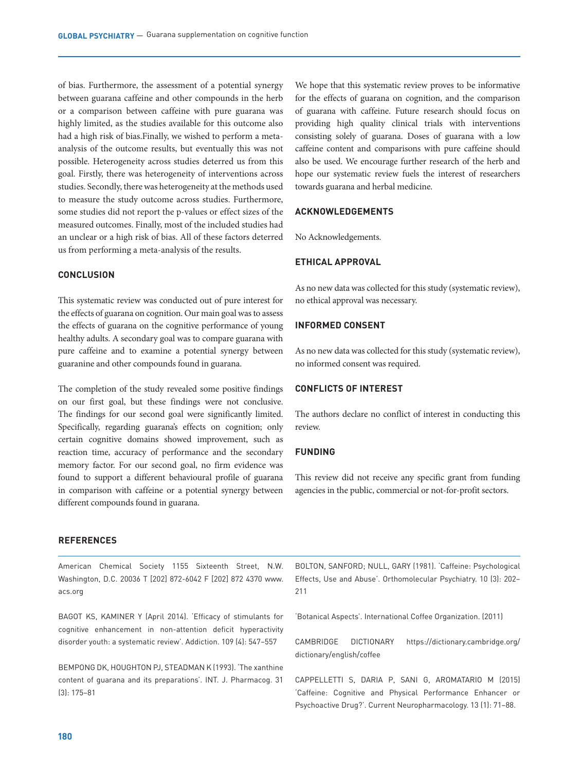of bias. Furthermore, the assessment of a potential synergy between guarana caffeine and other compounds in the herb or a comparison between caffeine with pure guarana was highly limited, as the studies available for this outcome also had a high risk of bias.Finally, we wished to perform a meta-analysis of the outcome results, but eventually this was not possible. Heterogeneity across studies deterred us from this goal. Firstly, there was heterogeneity of interventions across studies. Secondly, there was heterogeneity at the methods used to measure the study outcome across studies. Furthermore, some studies did not report the p-values or effect sizes of the measured outcomes. Finally, most of the included studies had an unclear or a high risk of bias. All of these factors deterred us from performing a meta-analysis of the results.

## CONCLUSION

This systematic review was conducted out of pure interest for the effects of guarana on cognition. Our main goal was to assess the effects of guarana on the cognitive performance of young healthy adults. A secondary goal was to compare guarana with pure caffeine and to examine a potential synergy between guaranine and other compounds found in guarana.

The completion of the study revealed some positive findings on our first goal, but these findings were not conclusive. The findings for our second goal were significantly limited. Specifically, regarding guarana's effects on cognition; only certain cognitive domains showed improvement, such as reaction time, accuracy of performance and the secondary memory factor. For our second goal, no firm evidence was found to support a different behavioural profile of guarana in comparison with caffeine or a potential synergy between different compounds found in guarana.

We hope that this systematic review proves to be informative for the effects of guarana on cognition, and the comparison of guarana with caffeine. Future research should focus on providing high quality clinical trials with interventions consisting solely of guarana. Doses of guarana with a low caffeine content and comparisons with pure caffeine should also be used. We encourage further research of the herb and hope our systematic review fuels the interest of researchers towards guarana and herbal medicine.

## ACKNOWLEDGEMENTS

No Acknowledgements.

## ETHICAL APPROVAL

As no new data was collected for this study (systematic review), no ethical approval was necessary.

## INFORMED CONSENT

As no new data was collected for this study (systematic review), no informed consent was required.

## CONFLICTS OF INTEREST

The authors declare no conflict of interest in conducting this review.

## FUNDING

This review did not receive any specific grant from funding agencies in the public, commercial or not-for-profit sectors.

## REFERENCES

American Chemical Society 1155 Sixteenth Street, N.W. Washington, D.C. 20036 T [202] 872-6042 F [202] 872 4370 www.acs.org

BAGOT KS, KAMINER Y (April 2014). 'Efficacy of stimulants for cognitive enhancement in non-attention deficit hyperactivity disorder youth: a systematic review'. Addiction. 109 (4): 547–557

BEMPONG DK, HOUGHTON PJ, STEADMAN K (1993). 'The xanthine content of guarana and its preparations'. INT. J. Pharmacog. 31 (3): 175–81

BOLTON, SANFORD; NULL, GARY (1981). 'Caffeine: Psychological Effects, Use and Abuse'. Orthomolecular Psychiatry. 10 (3): 202–211

'Botanical Aspects'. International Coffee Organization. (2011)

CAMBRIDGE DICTIONARY https://dictionary.cambridge.org/dictionary/english/coffee

CAPPELLETTI S, DARIA P, SANI G, AROMATARIO M (2015) 'Caffeine: Cognitive and Physical Performance Enhancer or Psychoactive Drug?'. Current Neuropharmacology. 13 (1): 71–88.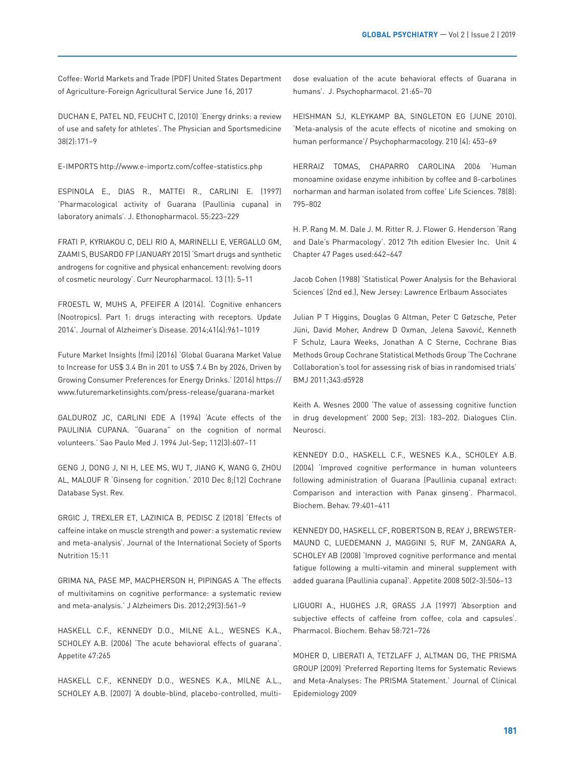Coffee: World Markets and Trade (PDF) United States Department of Agriculture-Foreign Agricultural Service June 16, 2017

DUCHAN E, PATEL ND, FEUCHT C, (2010) 'Energy drinks: a review of use and safety for athletes'. The Physician and Sportsmedicine 38(2):171–9

E-IMPORTS http://www.e-importz.com/coffee-statistics.php

ESPINOLA E., DIAS R., MATTEI R., CARLINI E. (1997) 'Pharmacological activity of Guarana (Paullinia cupana) in laboratory animals'. J. Ethonopharmacol. 55:223–229

FRATI P, KYRIAKOU C, DELI RIO A, MARINELLI E, VERGALLO GM, ZAAMI S, BUSARDO FP (JANUARY 2015) 'Smart drugs and synthetic androgens for cognitive and physical enhancement: revolving doors of cosmetic neurology'. Curr Neuropharmacol. 13 (1): 5–11

FROESTL W, MUHS A, PFEIFER A (2014). 'Cognitive enhancers (Nootropics). Part 1: drugs interacting with receptors. Update 2014'. Journal of Alzheimer's Disease. 2014;41(4):961–1019

Future Market Insights (fmi) (2016) 'Global Guarana Market Value to Increase for US$ 3.4 Bn in 201 to US$ 7.4 Bn by 2026, Driven by Growing Consumer Preferences for Energy Drinks.' (2016) https://www.futuremarketinsights.com/press-release/guarana-market

GALDUROZ JC, CARLINI EDE A (1994) 'Acute effects of the PAULINIA CUPANA. "Guarana" on the cognition of normal volunteers.' Sao Paulo Med J. 1994 Jul-Sep; 112(3):607–11

GENG J, DONG J, NI H, LEE MS, WU T, JIANG K, WANG G, ZHOU AL, MALOUF R 'Ginseng for cognition.' 2010 Dec 8;(12) Cochrane Database Syst. Rev.

GRGIC J, TREXLER ET, LAZINICA B, PEDISC Z (2018) 'Effects of caffeine intake on muscle strength and power: a systematic review and meta-analysis'. Journal of the International Society of Sports Nutrition 15:11

GRIMA NA, PASE MP, MACPHERSON H, PIPINGAS A 'The effects of multivitamins on cognitive performance: a systematic review and meta-analysis.' J Alzheimers Dis. 2012;29(3):561–9

HASKELL C.F., KENNEDY D.O., MILNE A.L., WESNES K.A., SCHOLEY A.B. (2006) 'The acute behavioral effects of guarana'. Appetite 47:265

HASKELL C.F., KENNEDY D.O., WESNES K.A., MILNE A.L., SCHOLEY A.B. (2007) 'A double-blind, placebo-controlled, multi-dose evaluation of the acute behavioral effects of Guarana in humans'. J. Psychopharmacol. 21:65–70

HEISHMAN SJ, KLEYKAMP BA, SINGLETON EG (JUNE 2010). 'Meta-analysis of the acute effects of nicotine and smoking on human performance'/ Psychopharmacology. 210 (4): 453–69

HERRAIZ TOMAS, CHAPARRO CAROLINA 2006 'Human monoamine oxidase enzyme inhibition by coffee and ß-carbolines norharman and harman isolated from coffee' Life Sciences. 78(8): 795–802

H. P. Rang M. M. Dale J. M. Ritter R. J. Flower G. Henderson 'Rang and Dale's Pharmacology'. 2012 7th edition Elvesier Inc. Unit 4 Chapter 47 Pages used:642–647

Jacob Cohen (1988) 'Statistical Power Analysis for the Behavioral Sciences' (2nd ed.), New Jersey: Lawrence Erlbaum Associates

Julian P T Higgins, Douglas G Altman, Peter C Gøtzsche, Peter Jüni, David Moher, Andrew D Oxman, Jelena Savović, Kenneth F Schulz, Laura Weeks, Jonathan A C Sterne, Cochrane Bias Methods Group Cochrane Statistical Methods Group 'The Cochrane Collaboration's tool for assessing risk of bias in randomised trials' BMJ 2011;343:d5928

Keith A. Wesnes 2000 'The value of assessing cognitive function in drug development' 2000 Sep; 2(3): 183–202. Dialogues Clin. Neurosci.

KENNEDY D.O., HASKELL C.F., WESNES K.A., SCHOLEY A.B. (2004) 'Improved cognitive performance in human volunteers following administration of Guarana (Paullinia cupana) extract: Comparison and interaction with Panax ginseng'. Pharmacol. Biochem. Behav. 79:401–411

KENNEDY DO, HASKELL CF, ROBERTSON B, REAY J, BREWSTER-MAUND C, LUEDEMANN J, MAGGINI S, RUF M, ZANGARA A, SCHOLEY AB (2008) 'Improved cognitive performance and mental fatigue following a multi-vitamin and mineral supplement with added guarana (Paullinia cupana)'. Appetite 2008 50(2-3):506–13

LIGUORI A., HUGHES J.R, GRASS J.A (1997) 'Absorption and subjective effects of caffeine from coffee, cola and capsules'. Pharmacol. Biochem. Behav 58:721–726

MOHER D, LIBERATI A, TETZLAFF J, ALTMAN DG, THE PRISMA GROUP (2009) 'Preferred Reporting Items for Systematic Reviews and Meta-Analyses: The PRISMA Statement.' Journal of Clinical Epidemiology 2009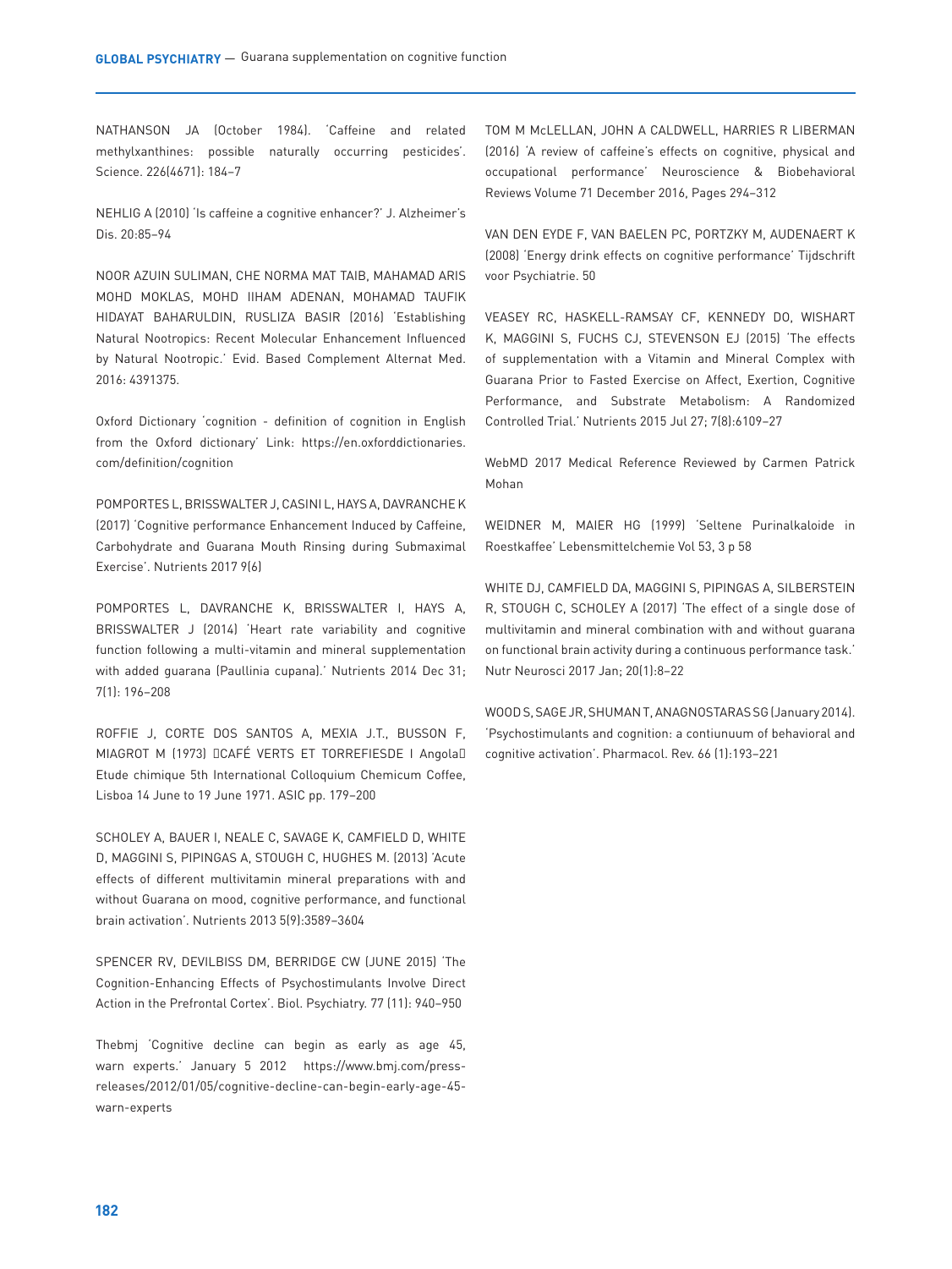NATHANSON JA (October 1984). 'Caffeine and related methylxanthines: possible naturally occurring pesticides'. Science. 226(4671): 184–7

NEHLIG A (2010) 'Is caffeine a cognitive enhancer?' J. Alzheimer's Dis. 20:85–94

NOOR AZUIN SULIMAN, CHE NORMA MAT TAIB, MAHAMAD ARIS MOHD MOKLAS, MOHD IIHAM ADENAN, MOHAMAD TAUFIK HIDAYAT BAHARULDIN, RUSLIZA BASIR (2016) 'Establishing Natural Nootropics: Recent Molecular Enhancement Influenced by Natural Nootropic.' Evid. Based Complement Alternat Med. 2016: 4391375.

Oxford Dictionary 'cognition - definition of cognition in English from the Oxford dictionary' Link: https://en.oxforddictionaries.com/definition/cognition

POMPORTES L, BRISSWALTER J, CASINI L, HAYS A, DAVRANCHE K (2017) 'Cognitive performance Enhancement Induced by Caffeine, Carbohydrate and Guarana Mouth Rinsing during Submaximal Exercise'. Nutrients 2017 9(6)

POMPORTES L, DAVRANCHE K, BRISSWALTER I, HAYS A, BRISSWALTER J (2014) 'Heart rate variability and cognitive function following a multi-vitamin and mineral supplementation with added guarana (Paullinia cupana).' Nutrients 2014 Dec 31; 7(1): 196–208

ROFFIE J, CORTE DOS SANTOS A, MEXIA J.T., BUSSON F, MIAGROT M (1973) CAFÉ VERTS ET TORREFIESDE I Angola Etude chimique 5th International Colloquium Chemicum Coffee, Lisboa 14 June to 19 June 1971. ASIC pp. 179–200

SCHOLEY A, BAUER I, NEALE C, SAVAGE K, CAMFIELD D, WHITE D, MAGGINI S, PIPINGAS A, STOUGH C, HUGHES M. (2013) 'Acute effects of different multivitamin mineral preparations with and without Guarana on mood, cognitive performance, and functional brain activation'. Nutrients 2013 5(9):3589–3604

SPENCER RV, DEVILBISS DM, BERRIDGE CW (JUNE 2015) 'The Cognition-Enhancing Effects of Psychostimulants Involve Direct Action in the Prefrontal Cortex'. Biol. Psychiatry. 77 (11): 940–950

Thebmj 'Cognitive decline can begin as early as age 45, warn experts.' January 5 2012 https://www.bmj.com/press-releases/2012/01/05/cognitive-decline-can-begin-early-age-45-warn-experts

TOM M McLELLAN, JOHN A CALDWELL, HARRIES R LIBERMAN (2016) 'A review of caffeine's effects on cognitive, physical and occupational performance' Neuroscience & Biobehavioral Reviews Volume 71 December 2016, Pages 294–312

VAN DEN EYDE F, VAN BAELEN PC, PORTZKY M, AUDENAERT K (2008) 'Energy drink effects on cognitive performance' Tijdschrift voor Psychiatrie. 50

VEASEY RC, HASKELL-RAMSAY CF, KENNEDY DO, WISHART K, MAGGINI S, FUCHS CJ, STEVENSON EJ (2015) 'The effects of supplementation with a Vitamin and Mineral Complex with Guarana Prior to Fasted Exercise on Affect, Exertion, Cognitive Performance, and Substrate Metabolism: A Randomized Controlled Trial.' Nutrients 2015 Jul 27; 7(8):6109–27

WebMD 2017 Medical Reference Reviewed by Carmen Patrick Mohan

WEIDNER M, MAIER HG (1999) 'Seltene Purinalkaloide in Roestkaffee' Lebensmittelchemie Vol 53, 3 p 58

WHITE DJ, CAMFIELD DA, MAGGINI S, PIPINGAS A, SILBERSTEIN R, STOUGH C, SCHOLEY A (2017) 'The effect of a single dose of multivitamin and mineral combination with and without guarana on functional brain activity during a continuous performance task.' Nutr Neurosci 2017 Jan; 20(1):8–22

WOOD S, SAGE JR, SHUMAN T, ANAGNOSTARAS SG (January 2014). 'Psychostimulants and cognition: a contiunuum of behavioral and cognitive activation'. Pharmacol. Rev. 66 (1):193–221